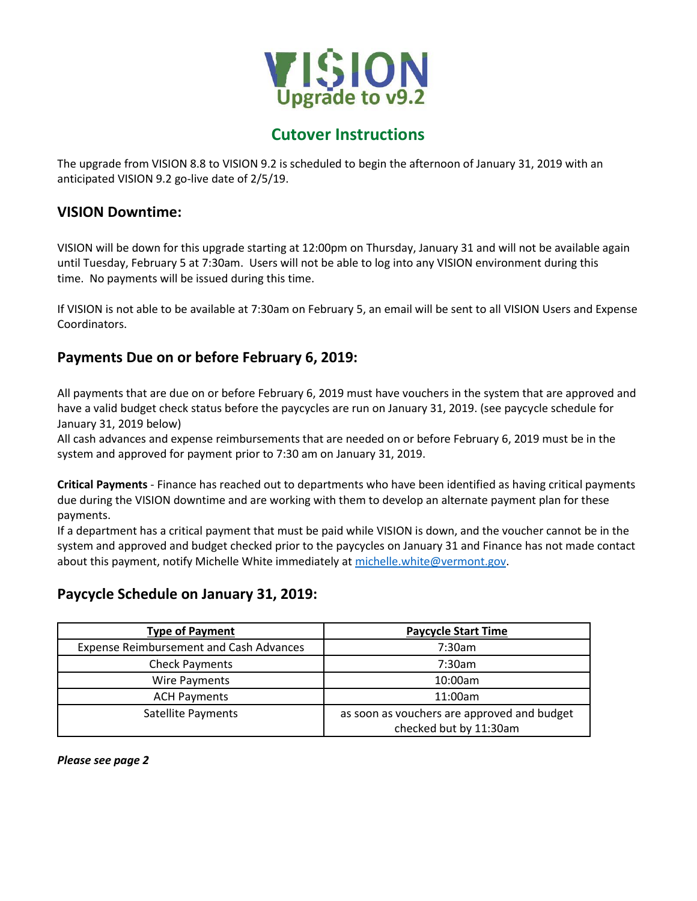# VISION Upgrade to v9.2

## Cutover Instructions

The upgrade from VISION 8.8 to VISION 9.2 is scheduled to begin the afternoon of January 31, 2019 with an anticipated VISION 9.2 go-live date of 2/5/19.

### VISION Downtime:

VISION will be down for this upgrade starting at 12:00pm on Thursday, January 31 and will not be available again until Tuesday, February 5 at 7:30am. Users will not be able to log into any VISION environment during this time. No payments will be issued during this time.

If VISION is not able to be available at 7:30am on February 5, an email will be sent to all VISION Users and Expense Coordinators.

### Payments Due on or before February 6, 2019:

All payments that are due on or before February 6, 2019 must have vouchers in the system that are approved and have a valid budget check status before the paycycles are run on January 31, 2019. (see paycycle schedule for January 31, 2019 below)
All cash advances and expense reimbursements that are needed on or before February 6, 2019 must be in the system and approved for payment prior to 7:30 am on January 31, 2019.

**Critical Payments** - Finance has reached out to departments who have been identified as having critical payments due during the VISION downtime and are working with them to develop an alternate payment plan for these payments.
If a department has a critical payment that must be paid while VISION is down, and the voucher cannot be in the system and approved and budget checked prior to the paycycles on January 31 and Finance has not made contact about this payment, notify Michelle White immediately at michelle.white@vermont.gov.

### Paycycle Schedule on January 31, 2019:

| Type of Payment | Paycycle Start Time |
|---|---|
| Expense Reimbursement and Cash Advances | 7:30am |
| Check Payments | 7:30am |
| Wire Payments | 10:00am |
| ACH Payments | 11:00am |
| Satellite Payments | as soon as vouchers are approved and budget checked but by 11:30am |

***Please see page 2***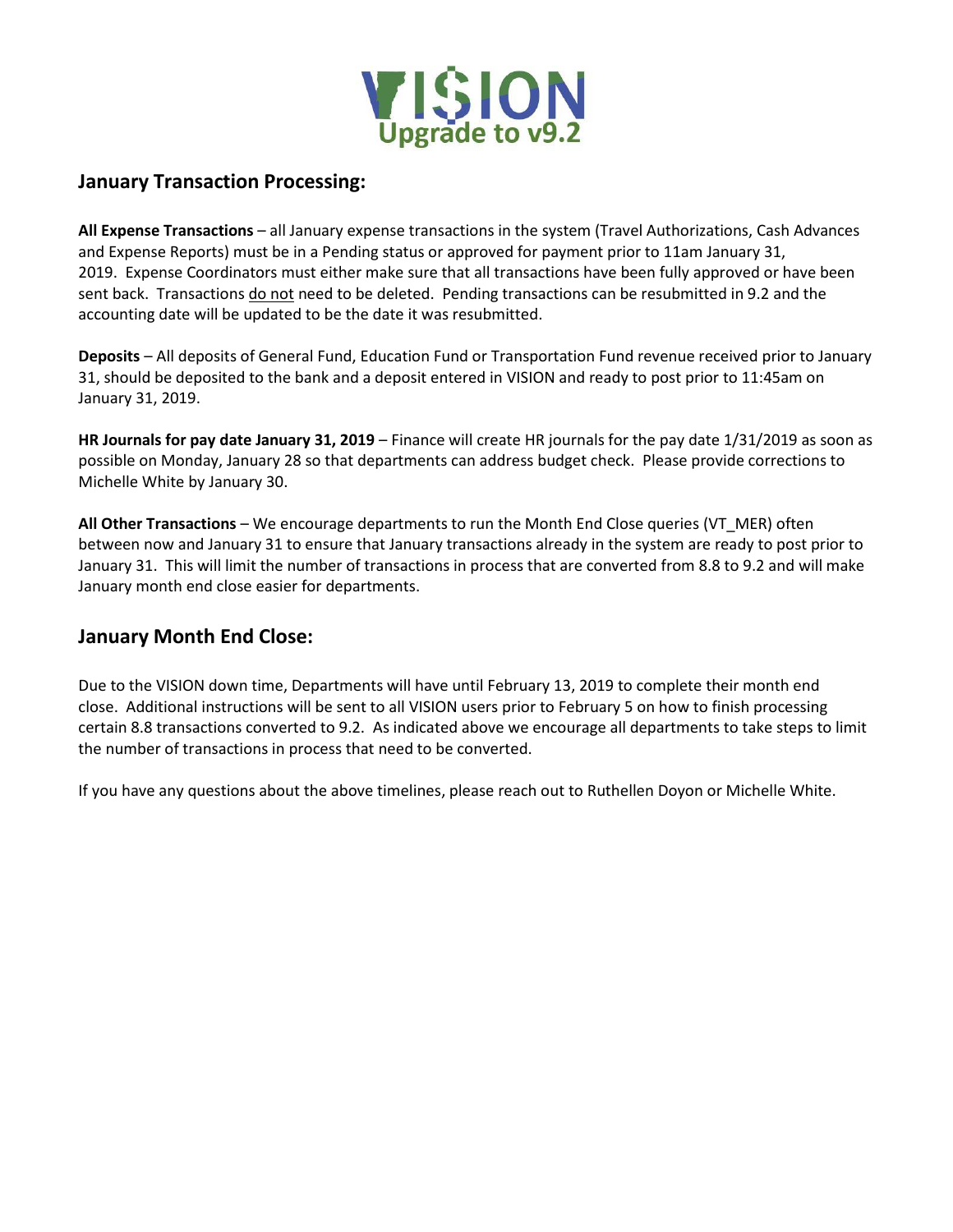## January Transaction Processing:

**All Expense Transactions** – all January expense transactions in the system (Travel Authorizations, Cash Advances and Expense Reports) must be in a Pending status or approved for payment prior to 11am January 31, 2019. Expense Coordinators must either make sure that all transactions have been fully approved or have been sent back. Transactions do not need to be deleted. Pending transactions can be resubmitted in 9.2 and the accounting date will be updated to be the date it was resubmitted.

**Deposits** – All deposits of General Fund, Education Fund or Transportation Fund revenue received prior to January 31, should be deposited to the bank and a deposit entered in VISION and ready to post prior to 11:45am on January 31, 2019.

**HR Journals for pay date January 31, 2019** – Finance will create HR journals for the pay date 1/31/2019 as soon as possible on Monday, January 28 so that departments can address budget check. Please provide corrections to Michelle White by January 30.

**All Other Transactions** – We encourage departments to run the Month End Close queries (VT_MER) often between now and January 31 to ensure that January transactions already in the system are ready to post prior to January 31. This will limit the number of transactions in process that are converted from 8.8 to 9.2 and will make January month end close easier for departments.

## January Month End Close:

Due to the VISION down time, Departments will have until February 13, 2019 to complete their month end close. Additional instructions will be sent to all VISION users prior to February 5 on how to finish processing certain 8.8 transactions converted to 9.2. As indicated above we encourage all departments to take steps to limit the number of transactions in process that need to be converted.

If you have any questions about the above timelines, please reach out to Ruthellen Doyon or Michelle White.